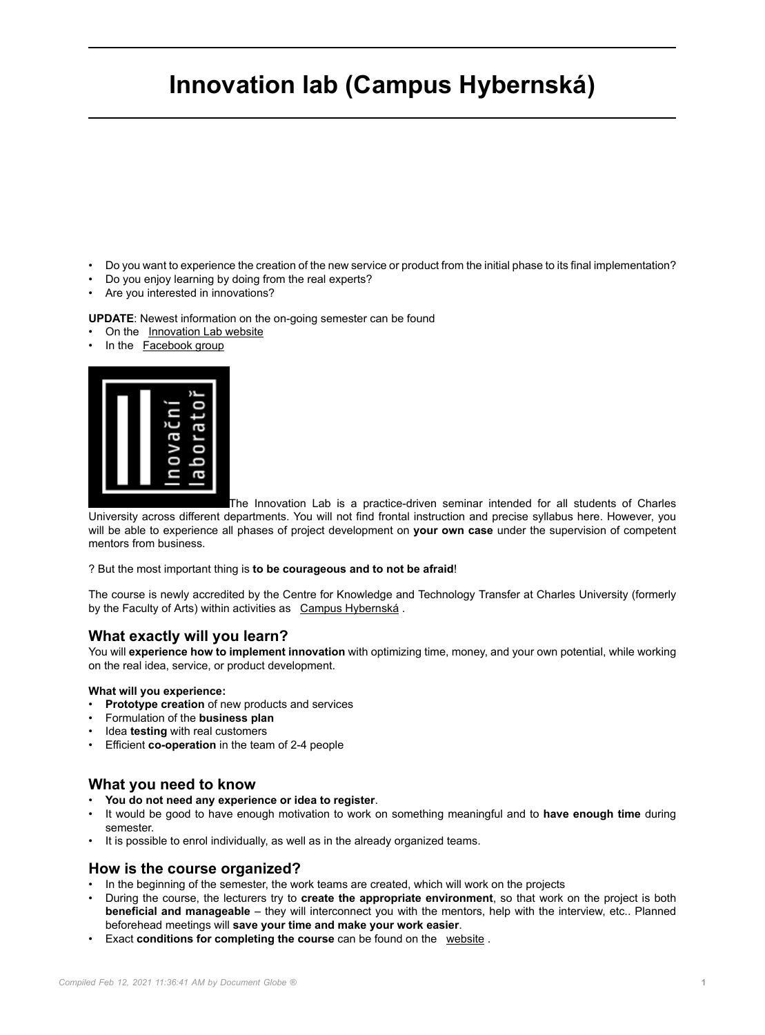# Innovation lab (Campus Hybernská)

- Do you want to experience the creation of the new service or product from the initial phase to its final implementation?
- Do you enjoy learning by doing from the real experts?
- Are you interested in innovations?

**UPDATE**: Newest information on the on-going semester can be found

- On the Innovation Lab website
- In the Facebook group

The Innovation Lab is a practice-driven seminar intended for all students of Charles University across different departments. You will not find frontal instruction and precise syllabus here. However, you will be able to experience all phases of project development on **your own case** under the supervision of competent mentors from business.

? But the most important thing is **to be courageous and to not be afraid**!

The course is newly accredited by the Centre for Knowledge and Technology Transfer at Charles University (formerly by the Faculty of Arts) within activities as Campus Hybernská .

## What exactly will you learn?

You will **experience how to implement innovation** with optimizing time, money, and your own potential, while working on the real idea, service, or product development.

**What will you experience:**

- **Prototype creation** of new products and services
- Formulation of the **business plan**
- Idea **testing** with real customers
- Efficient **co-operation** in the team of 2-4 people

## What you need to know

- **You do not need any experience or idea to register**.
- It would be good to have enough motivation to work on something meaningful and to **have enough time** during semester.
- It is possible to enrol individually, as well as in the already organized teams.

## How is the course organized?

- In the beginning of the semester, the work teams are created, which will work on the projects
- During the course, the lecturers try to **create the appropriate environment**, so that work on the project is both **beneficial and manageable** – they will interconnect you with the mentors, help with the interview, etc.. Planned beforehead meetings will **save your time and make your work easier**.
- Exact **conditions for completing the course** can be found on the website .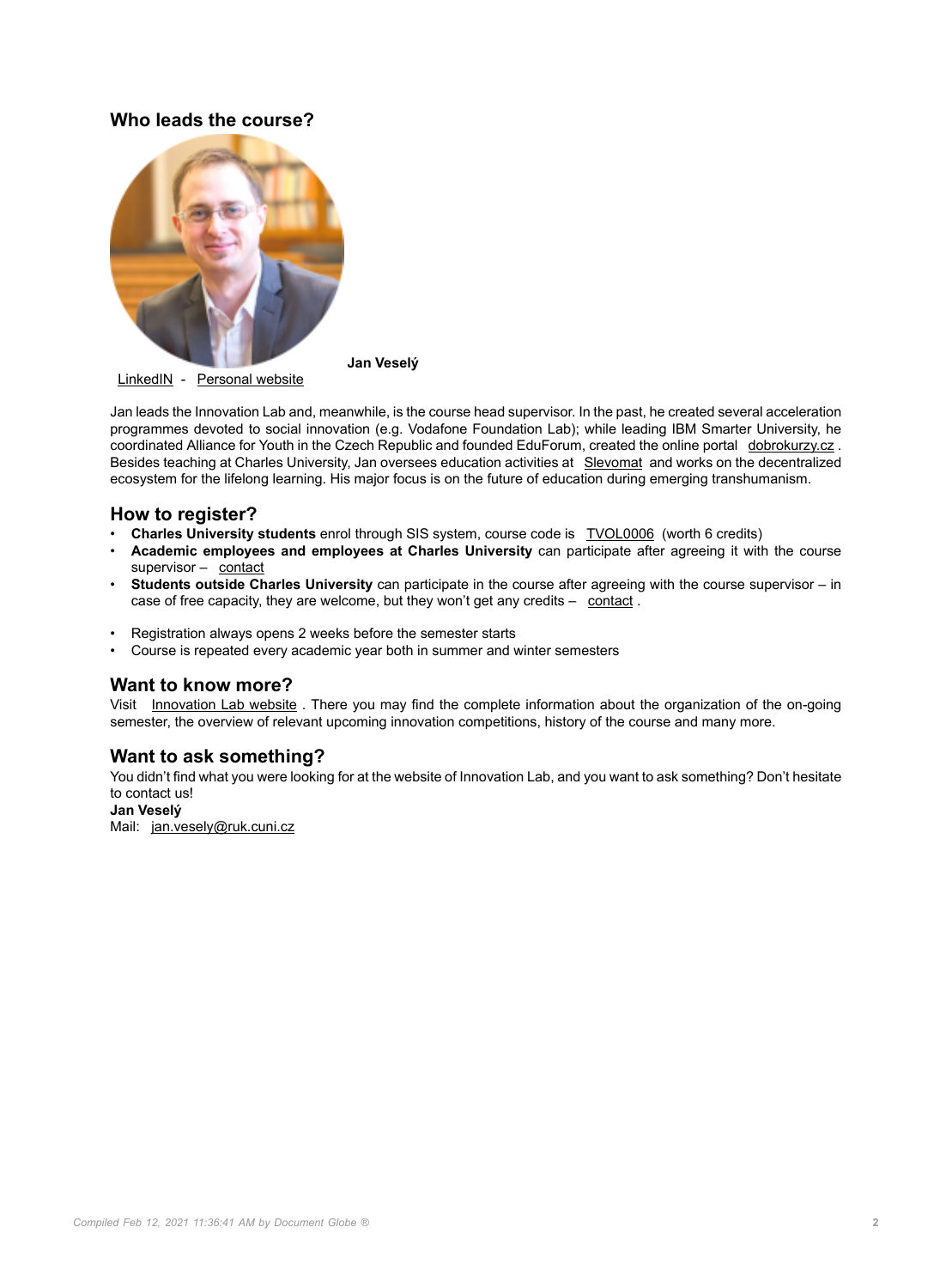## Who leads the course?

**Jan Veselý**

LinkedIN - Personal website

Jan leads the Innovation Lab and, meanwhile, is the course head supervisor. In the past, he created several acceleration programmes devoted to social innovation (e.g. Vodafone Foundation Lab); while leading IBM Smarter University, he coordinated Alliance for Youth in the Czech Republic and founded EduForum, created the online portal dobrokurzy.cz . Besides teaching at Charles University, Jan oversees education activities at Slevomat and works on the decentralized ecosystem for the lifelong learning. His major focus is on the future of education during emerging transhumanism.

## How to register?

- **Charles University students** enrol through SIS system, course code is TVOL0006 (worth 6 credits)
- **Academic employees and employees at Charles University** can participate after agreeing it with the course supervisor – contact
- **Students outside Charles University** can participate in the course after agreeing with the course supervisor – in case of free capacity, they are welcome, but they won't get any credits – contact .

- Registration always opens 2 weeks before the semester starts
- Course is repeated every academic year both in summer and winter semesters

## Want to know more?

Visit Innovation Lab website . There you may find the complete information about the organization of the on-going semester, the overview of relevant upcoming innovation competitions, history of the course and many more.

## Want to ask something?

You didn't find what you were looking for at the website of Innovation Lab, and you want to ask something? Don't hesitate to contact us!

**Jan Veselý**

Mail: jan.vesely@ruk.cuni.cz